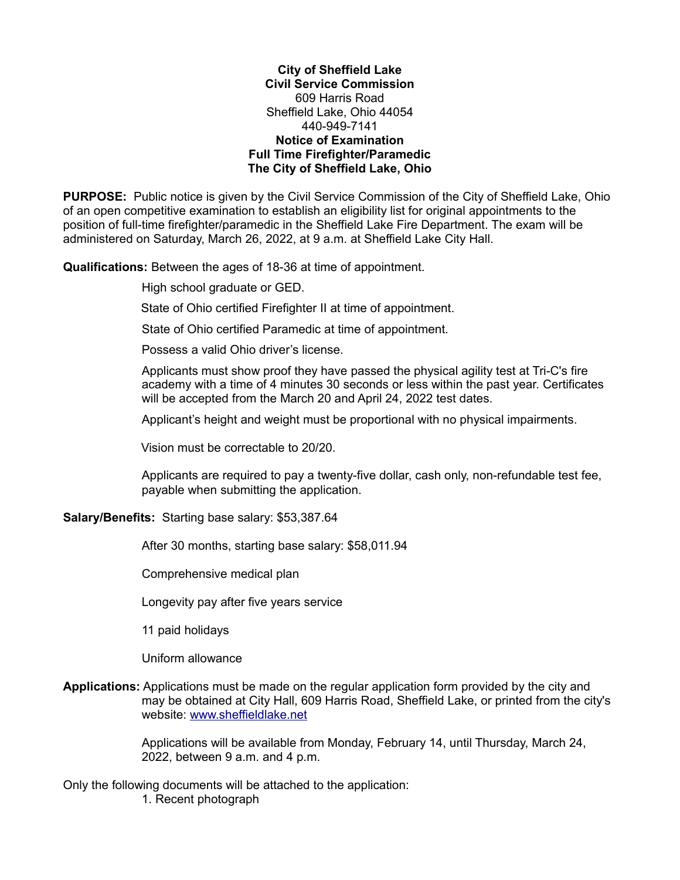**City of Sheffield Lake**
**Civil Service Commission**
609 Harris Road
Sheffield Lake, Ohio 44054
440-949-7141
**Notice of Examination**
**Full Time Firefighter/Paramedic**
**The City of Sheffield Lake, Ohio**

**PURPOSE:** Public notice is given by the Civil Service Commission of the City of Sheffield Lake, Ohio of an open competitive examination to establish an eligibility list for original appointments to the position of full-time firefighter/paramedic in the Sheffield Lake Fire Department. The exam will be administered on Saturday, March 26, 2022, at 9 a.m. at Sheffield Lake City Hall.

**Qualifications:** Between the ages of 18-36 at time of appointment.

High school graduate or GED.

State of Ohio certified Firefighter II at time of appointment.

State of Ohio certified Paramedic at time of appointment.

Possess a valid Ohio driver's license.

Applicants must show proof they have passed the physical agility test at Tri-C's fire academy with a time of 4 minutes 30 seconds or less within the past year. Certificates will be accepted from the March 20 and April 24, 2022 test dates.

Applicant's height and weight must be proportional with no physical impairments.

Vision must be correctable to 20/20.

Applicants are required to pay a twenty-five dollar, cash only, non-refundable test fee, payable when submitting the application.

**Salary/Benefits:** Starting base salary: $53,387.64

After 30 months, starting base salary: $58,011.94

Comprehensive medical plan

Longevity pay after five years service

11 paid holidays

Uniform allowance

**Applications:** Applications must be made on the regular application form provided by the city and may be obtained at City Hall, 609 Harris Road, Sheffield Lake, or printed from the city's website: [www.sheffieldlake.net](http://www.sheffieldlake.net)

Applications will be available from Monday, February 14, until Thursday, March 24, 2022, between 9 a.m. and 4 p.m.

Only the following documents will be attached to the application:

1. Recent photograph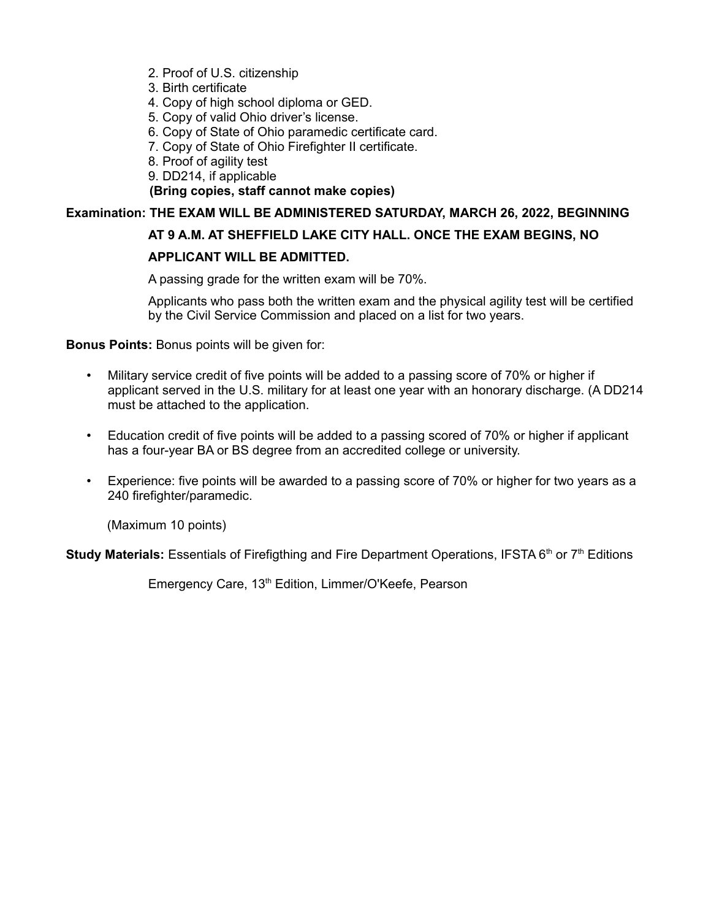2. Proof of U.S. citizenship
3. Birth certificate
4. Copy of high school diploma or GED.
5. Copy of valid Ohio driver's license.
6. Copy of State of Ohio paramedic certificate card.
7. Copy of State of Ohio Firefighter II certificate.
8. Proof of agility test
9. DD214, if applicable

**(Bring copies, staff cannot make copies)**

**Examination: THE EXAM WILL BE ADMINISTERED SATURDAY, MARCH 26, 2022, BEGINNING AT 9 A.M. AT SHEFFIELD LAKE CITY HALL. ONCE THE EXAM BEGINS, NO APPLICANT WILL BE ADMITTED.**

A passing grade for the written exam will be 70%.

Applicants who pass both the written exam and the physical agility test will be certified by the Civil Service Commission and placed on a list for two years.

**Bonus Points:** Bonus points will be given for:

- Military service credit of five points will be added to a passing score of 70% or higher if applicant served in the U.S. military for at least one year with an honorary discharge. (A DD214 must be attached to the application.

- Education credit of five points will be added to a passing scored of 70% or higher if applicant has a four-year BA or BS degree from an accredited college or university.

- Experience: five points will be awarded to a passing score of 70% or higher for two years as a 240 firefighter/paramedic.

(Maximum 10 points)

**Study Materials:** Essentials of Firefigthing and Fire Department Operations, IFSTA 6th or 7th Editions

Emergency Care, 13th Edition, Limmer/O'Keefe, Pearson